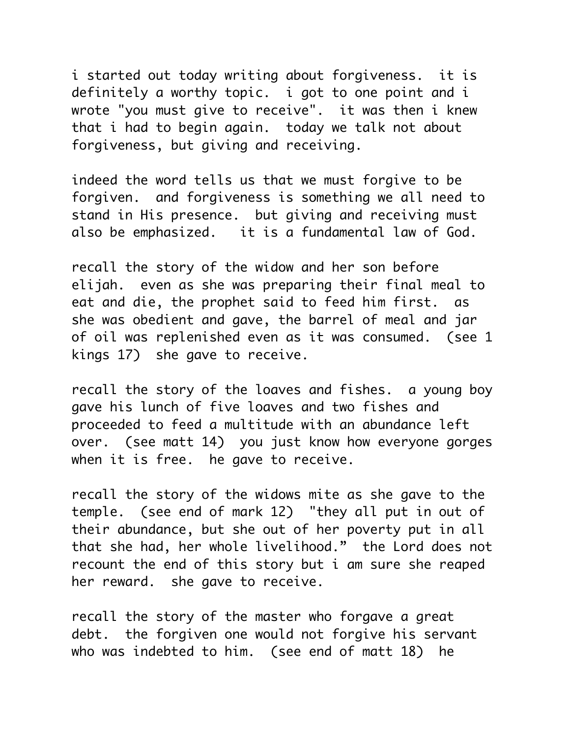i started out today writing about forgiveness. it is definitely a worthy topic. i got to one point and i wrote "you must give to receive". it was then i knew that i had to begin again. today we talk not about forgiveness, but giving and receiving.

indeed the word tells us that we must forgive to be forgiven. and forgiveness is something we all need to stand in His presence. but giving and receiving must also be emphasized. it is a fundamental law of God.

recall the story of the widow and her son before elijah. even as she was preparing their final meal to eat and die, the prophet said to feed him first. as she was obedient and gave, the barrel of meal and jar of oil was replenished even as it was consumed. (see 1 kings 17) she gave to receive.

recall the story of the loaves and fishes. a young boy gave his lunch of five loaves and two fishes and proceeded to feed a multitude with an abundance left over. (see matt 14) you just know how everyone gorges when it is free. he gave to receive.

recall the story of the widows mite as she gave to the temple. (see end of mark 12) "they all put in out of their abundance, but she out of her poverty put in all that she had, her whole livelihood." the Lord does not recount the end of this story but i am sure she reaped her reward. she gave to receive.

recall the story of the master who forgave a great debt. the forgiven one would not forgive his servant who was indebted to him. (see end of matt 18) he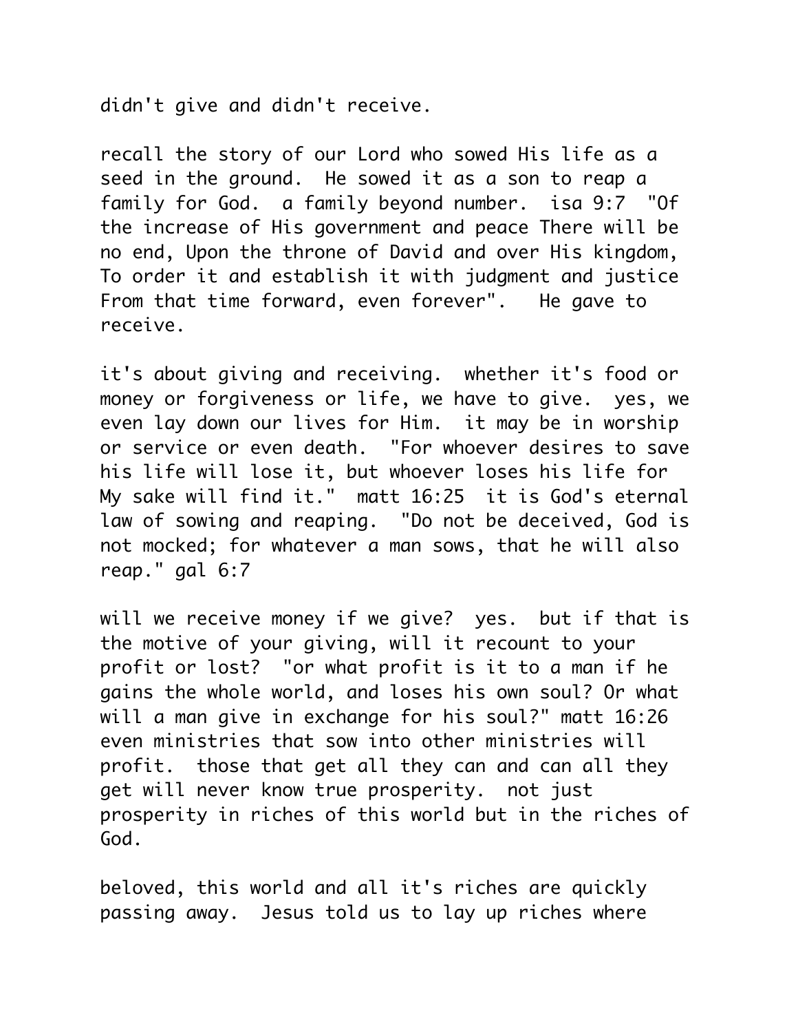didn't give and didn't receive.

recall the story of our Lord who sowed His life as a seed in the ground. He sowed it as a son to reap a family for God. a family beyond number. isa 9:7 "Of the increase of His government and peace There will be no end, Upon the throne of David and over His kingdom, To order it and establish it with judgment and justice From that time forward, even forever". He gave to receive.

it's about giving and receiving. whether it's food or money or forgiveness or life, we have to give. yes, we even lay down our lives for Him. it may be in worship or service or even death. "For whoever desires to save his life will lose it, but whoever loses his life for My sake will find it." matt 16:25 it is God's eternal law of sowing and reaping. "Do not be deceived, God is not mocked; for whatever a man sows, that he will also reap." gal 6:7

will we receive money if we give? yes. but if that is the motive of your giving, will it recount to your profit or lost? "or what profit is it to a man if he gains the whole world, and loses his own soul? Or what will a man give in exchange for his soul?" matt 16:26 even ministries that sow into other ministries will profit. those that get all they can and can all they get will never know true prosperity. not just prosperity in riches of this world but in the riches of God.

beloved, this world and all it's riches are quickly passing away. Jesus told us to lay up riches where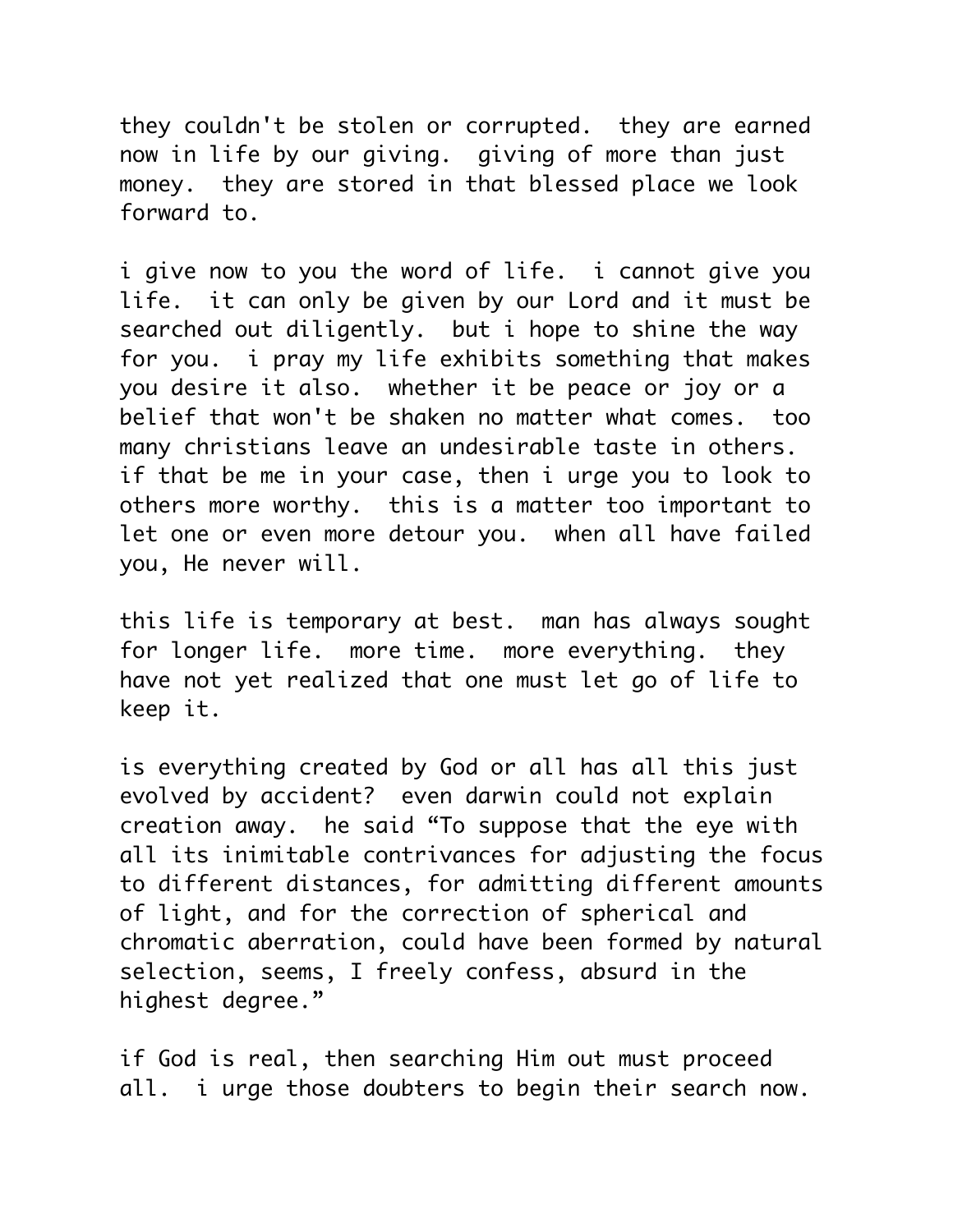they couldn't be stolen or corrupted. they are earned now in life by our giving. giving of more than just money. they are stored in that blessed place we look forward to.

i give now to you the word of life. i cannot give you life. it can only be given by our Lord and it must be searched out diligently. but i hope to shine the way for you. i pray my life exhibits something that makes you desire it also. whether it be peace or joy or a belief that won't be shaken no matter what comes. too many christians leave an undesirable taste in others. if that be me in your case, then i urge you to look to others more worthy. this is a matter too important to let one or even more detour you. when all have failed you, He never will.

this life is temporary at best. man has always sought for longer life. more time. more everything. they have not yet realized that one must let go of life to keep it.

is everything created by God or all has all this just evolved by accident? even darwin could not explain creation away. he said "To suppose that the eye with all its inimitable contrivances for adjusting the focus to different distances, for admitting different amounts of light, and for the correction of spherical and chromatic aberration, could have been formed by natural selection, seems, I freely confess, absurd in the highest degree."

if God is real, then searching Him out must proceed all. i urge those doubters to begin their search now.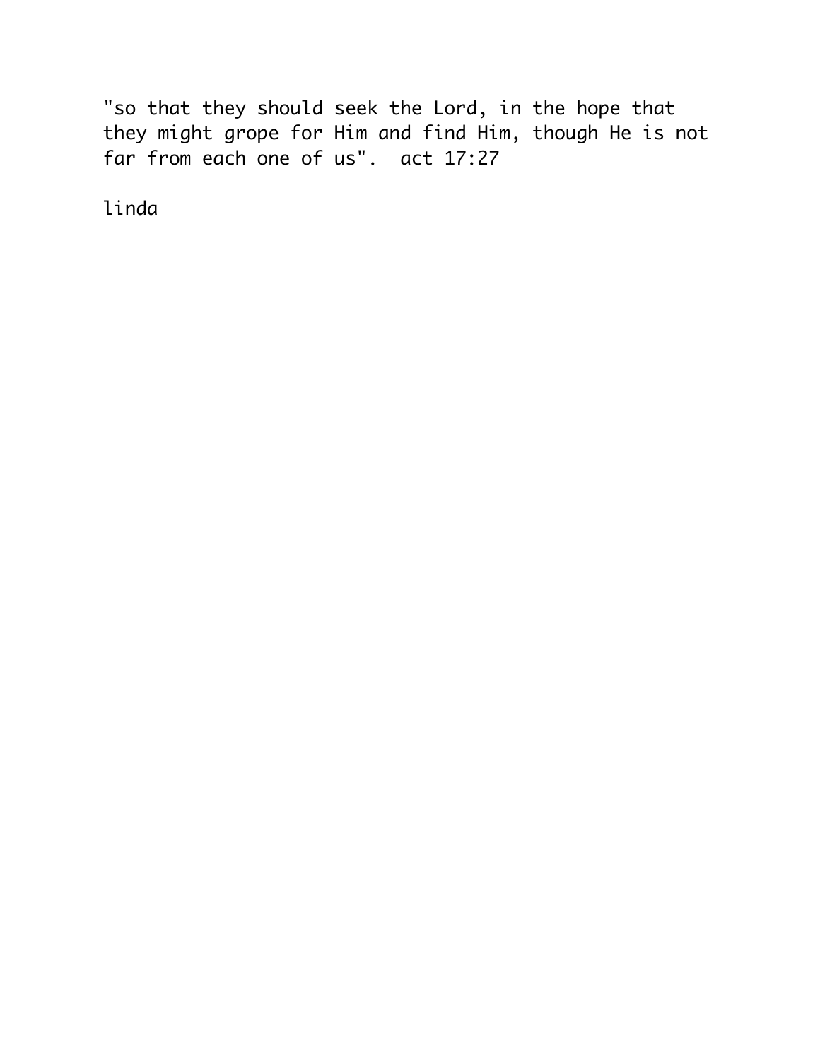"so that they should seek the Lord, in the hope that they might grope for Him and find Him, though He is not far from each one of us".  act 17:27

linda